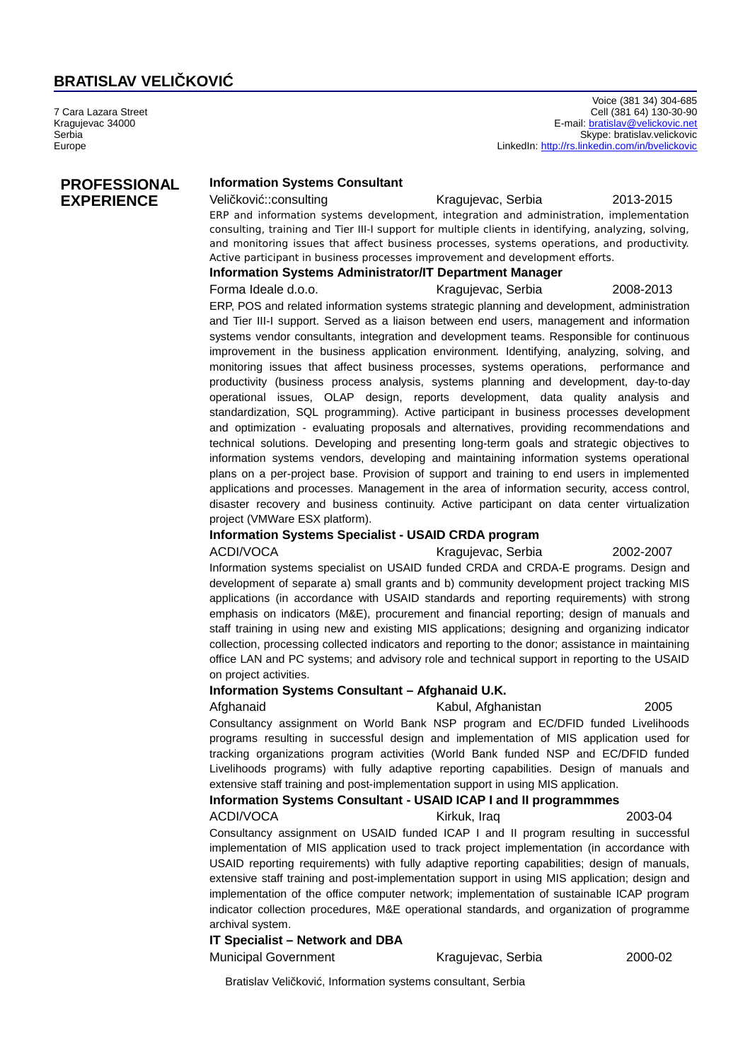# BRATISLAV VELIČKOVIĆ

7 Cara Lazara Street
Kragujevac 34000
Serbia
Europe

Voice (381 34) 304-685
Cell (381 64) 130-30-90
E-mail: bratislav@velickovic.net
Skype: bratislav.velickovic
LinkedIn: http://rs.linkedin.com/in/bvelickovic

## PROFESSIONAL EXPERIENCE

**Information Systems Consultant**

Veličković::consulting — Kragujevac, Serbia — 2013-2015

ERP and information systems development, integration and administration, implementation consulting, training and Tier III-I support for multiple clients in identifying, analyzing, solving, and monitoring issues that affect business processes, systems operations, and productivity. Active participant in business processes improvement and development efforts.

**Information Systems Administrator/IT Department Manager**

Forma Ideale d.o.o. — Kragujevac, Serbia — 2008-2013

ERP, POS and related information systems strategic planning and development, administration and Tier III-I support. Served as a liaison between end users, management and information systems vendor consultants, integration and development teams. Responsible for continuous improvement in the business application environment. Identifying, analyzing, solving, and monitoring issues that affect business processes, systems operations, performance and productivity (business process analysis, systems planning and development, day-to-day operational issues, OLAP design, reports development, data quality analysis and standardization, SQL programming). Active participant in business processes development and optimization - evaluating proposals and alternatives, providing recommendations and technical solutions. Developing and presenting long-term goals and strategic objectives to information systems vendors, developing and maintaining information systems operational plans on a per-project base. Provision of support and training to end users in implemented applications and processes. Management in the area of information security, access control, disaster recovery and business continuity. Active participant on data center virtualization project (VMWare ESX platform).

**Information Systems Specialist - USAID CRDA program**

ACDI/VOCA — Kragujevac, Serbia — 2002-2007

Information systems specialist on USAID funded CRDA and CRDA-E programs. Design and development of separate a) small grants and b) community development project tracking MIS applications (in accordance with USAID standards and reporting requirements) with strong emphasis on indicators (M&E), procurement and financial reporting; design of manuals and staff training in using new and existing MIS applications; designing and organizing indicator collection, processing collected indicators and reporting to the donor; assistance in maintaining office LAN and PC systems; and advisory role and technical support in reporting to the USAID on project activities.

**Information Systems Consultant – Afghanaid U.K.**

Afghanaid — Kabul, Afghanistan — 2005

Consultancy assignment on World Bank NSP program and EC/DFID funded Livelihoods programs resulting in successful design and implementation of MIS application used for tracking organizations program activities (World Bank funded NSP and EC/DFID funded Livelihoods programs) with fully adaptive reporting capabilities. Design of manuals and extensive staff training and post-implementation support in using MIS application.

**Information Systems Consultant - USAID ICAP I and II programmmes**

ACDI/VOCA — Kirkuk, Iraq — 2003-04

Consultancy assignment on USAID funded ICAP I and II program resulting in successful implementation of MIS application used to track project implementation (in accordance with USAID reporting requirements) with fully adaptive reporting capabilities; design of manuals, extensive staff training and post-implementation support in using MIS application; design and implementation of the office computer network; implementation of sustainable ICAP program indicator collection procedures, M&E operational standards, and organization of programme archival system.

**IT Specialist – Network and DBA**

Municipal Government — Kragujevac, Serbia — 2000-02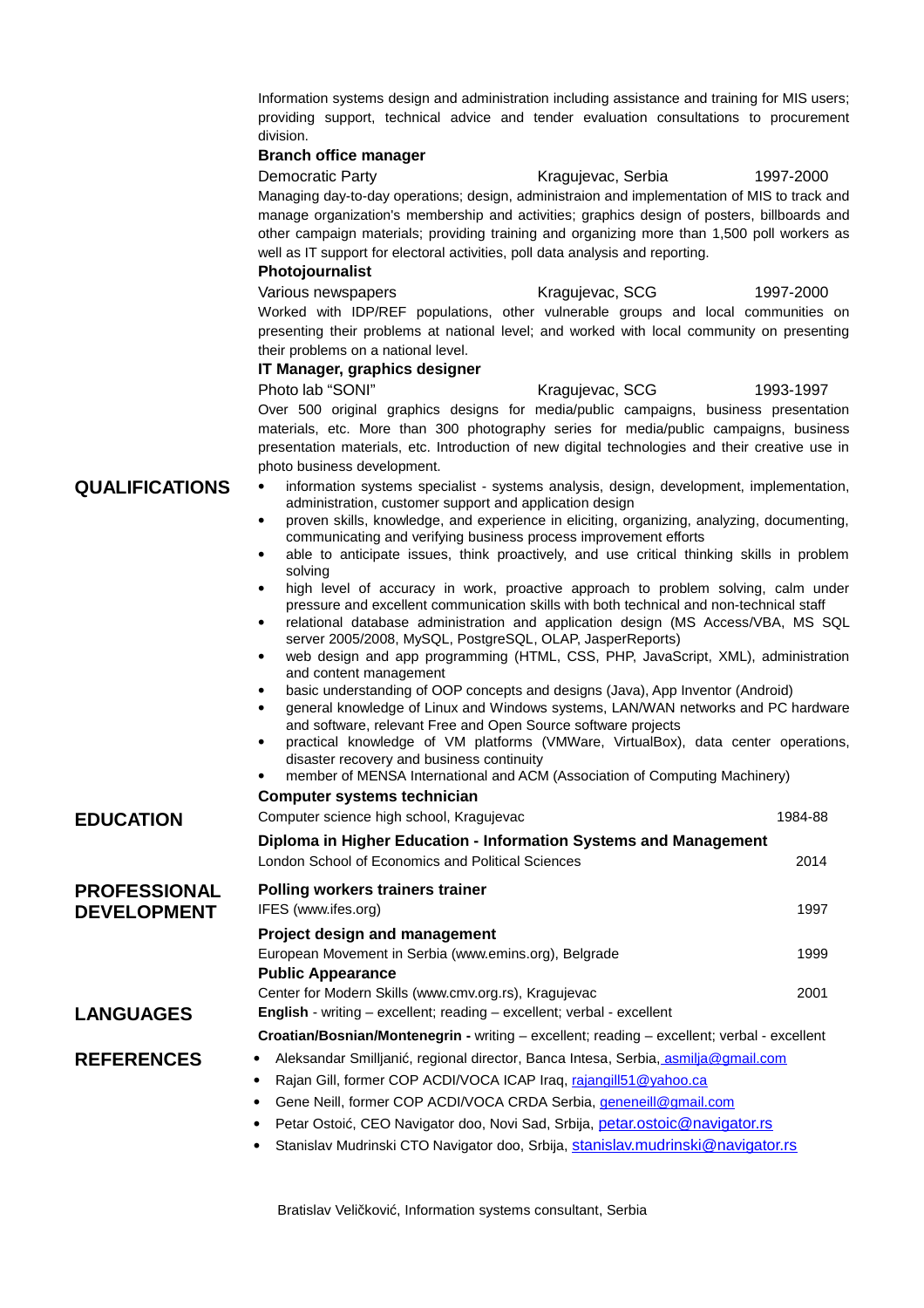Information systems design and administration including assistance and training for MIS users; providing support, technical advice and tender evaluation consultations to procurement division.

**Branch office manager**

Democratic Party — Kragujevac, Serbia — 1997-2000

Managing day-to-day operations; design, administraion and implementation of MIS to track and manage organization's membership and activities; graphics design of posters, billboards and other campaign materials; providing training and organizing more than 1,500 poll workers as well as IT support for electoral activities, poll data analysis and reporting.

**Photojournalist**

Various newspapers — Kragujevac, SCG — 1997-2000

Worked with IDP/REF populations, other vulnerable groups and local communities on presenting their problems at national level; and worked with local community on presenting their problems on a national level.

**IT Manager, graphics designer**

Photo lab "SONI" — Kragujevac, SCG — 1993-1997

Over 500 original graphics designs for media/public campaigns, business presentation materials, etc. More than 300 photography series for media/public campaigns, business presentation materials, etc. Introduction of new digital technologies and their creative use in photo business development.

## QUALIFICATIONS

- information systems specialist - systems analysis, design, development, implementation, administration, customer support and application design
- proven skills, knowledge, and experience in eliciting, organizing, analyzing, documenting, communicating and verifying business process improvement efforts
- able to anticipate issues, think proactively, and use critical thinking skills in problem solving
- high level of accuracy in work, proactive approach to problem solving, calm under pressure and excellent communication skills with both technical and non-technical staff
- relational database administration and application design (MS Access/VBA, MS SQL server 2005/2008, MySQL, PostgreSQL, OLAP, JasperReports)
- web design and app programming (HTML, CSS, PHP, JavaScript, XML), administration and content management
- basic understanding of OOP concepts and designs (Java), App Inventor (Android)
- general knowledge of Linux and Windows systems, LAN/WAN networks and PC hardware and software, relevant Free and Open Source software projects
- practical knowledge of VM platforms (VMWare, VirtualBox), data center operations, disaster recovery and business continuity
- member of MENSA International and ACM (Association of Computing Machinery)

## EDUCATION

**Computer systems technician**

Computer science high school, Kragujevac — 1984-88

**Diploma in Higher Education - Information Systems and Management**

London School of Economics and Political Sciences — 2014

## PROFESSIONAL DEVELOPMENT

**Polling workers trainers trainer**

IFES (www.ifes.org) — 1997

**Project design and management**

European Movement in Serbia (www.emins.org), Belgrade — 1999

**Public Appearance**

Center for Modern Skills (www.cmv.org.rs), Kragujevac — 2001

## LANGUAGES

**English** - writing – excellent; reading – excellent; verbal - excellent

**Croatian/Bosnian/Montenegrin** - writing – excellent; reading – excellent; verbal - excellent

## REFERENCES

- Aleksandar Smilljanić, regional director, Banca Intesa, Serbia, asmilja@gmail.com
- Rajan Gill, former COP ACDI/VOCA ICAP Iraq, rajangill51@yahoo.ca
- Gene Neill, former COP ACDI/VOCA CRDA Serbia, geneneill@gmail.com
- Petar Ostoić, CEO Navigator doo, Novi Sad, Srbija, petar.ostoic@navigator.rs
- Stanislav Mudrinski CTO Navigator doo, Srbija, stanislav.mudrinski@navigator.rs

Bratislav Veličković, Information systems consultant, Serbia